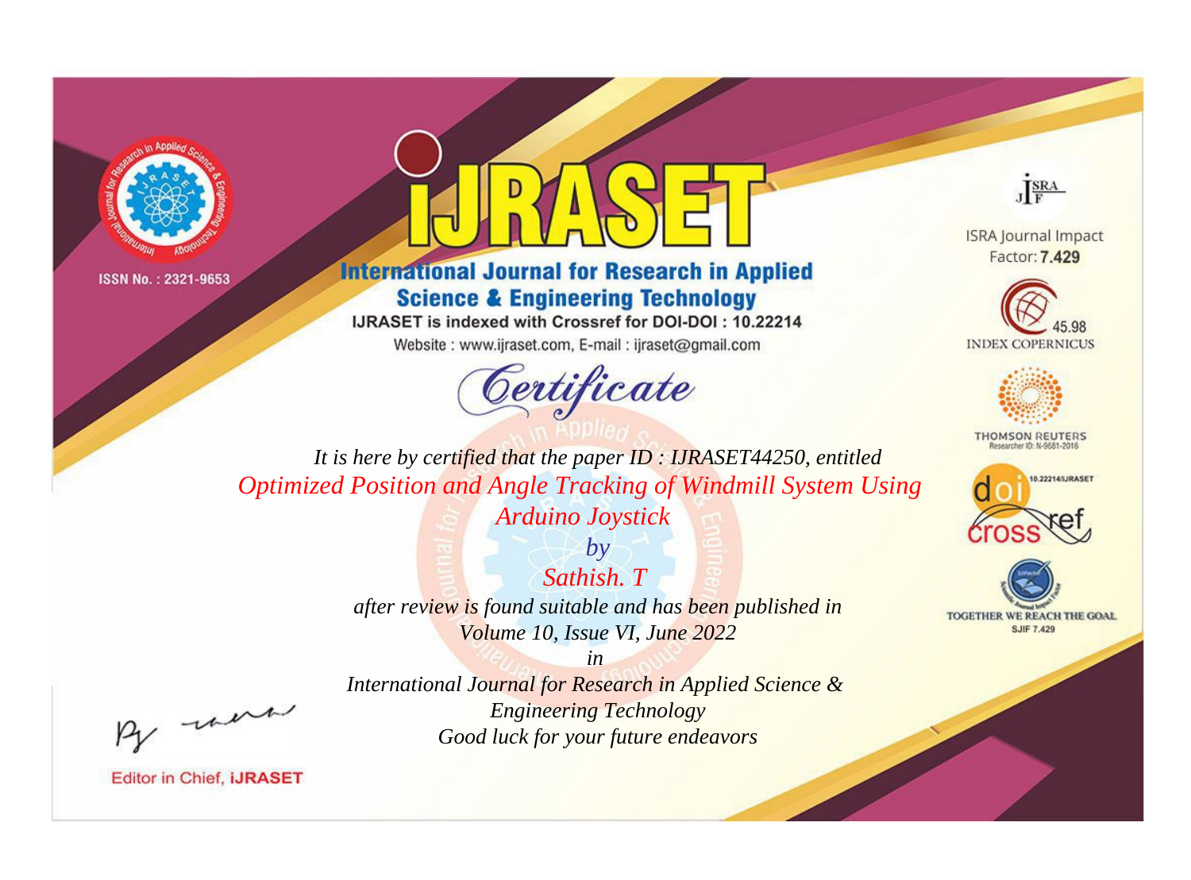ISSN No. : 2321-9653

# iJRASET

## International Journal for Research in Applied Science & Engineering Technology

IJRASET is indexed with Crossref for DOI-DOI : 10.22214

Website : www.ijraset.com, E-mail : ijraset@gmail.com

## Certificate

*It is here by certified that the paper ID : IJRASET44250, entitled*

*Optimized Position and Angle Tracking of Windmill System Using Arduino Joystick*

*by*

*Sathish. T*

*after review is found suitable and has been published in*

*Volume 10, Issue VI, June 2022*

*in*

*International Journal for Research in Applied Science & Engineering Technology*

*Good luck for your future endeavors*

ISRA Journal Impact Factor: **7.429**

45.98 INDEX COPERNICUS

THOMSON REUTERS Researcher ID: N-9681-2016

10.22214/IJRASET

TOGETHER WE REACH THE GOAL SJIF 7.429

Editor in Chief, **iJRASET**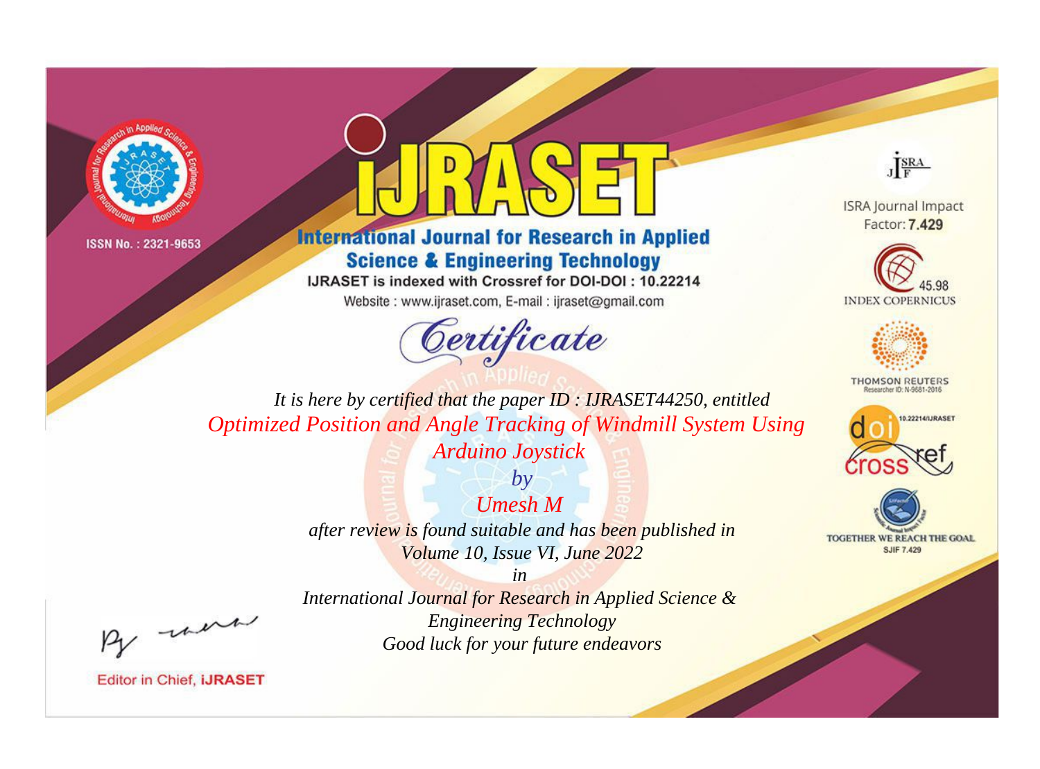ISSN No. : 2321-9653

# iJRASET

## International Journal for Research in Applied Science & Engineering Technology

IJRASET is indexed with Crossref for DOI-DOI : 10.22214

Website : www.ijraset.com, E-mail : ijraset@gmail.com

ISRA Journal Impact Factor: **7.429**

45.98 INDEX COPERNICUS

THOMSON REUTERS Researcher ID: N-9681-2016

10.22214/IJRASET

TOGETHER WE REACH THE GOAL SJIF 7.429

# *Certificate*

*It is here by certified that the paper ID : IJRASET44250, entitled*

*Optimized Position and Angle Tracking of Windmill System Using Arduino Joystick*

*by*

*Umesh M*

*after review is found suitable and has been published in*

*Volume 10, Issue VI, June 2022*

*in*

*International Journal for Research in Applied Science & Engineering Technology*

*Good luck for your future endeavors*

Editor in Chief, **iJRASET**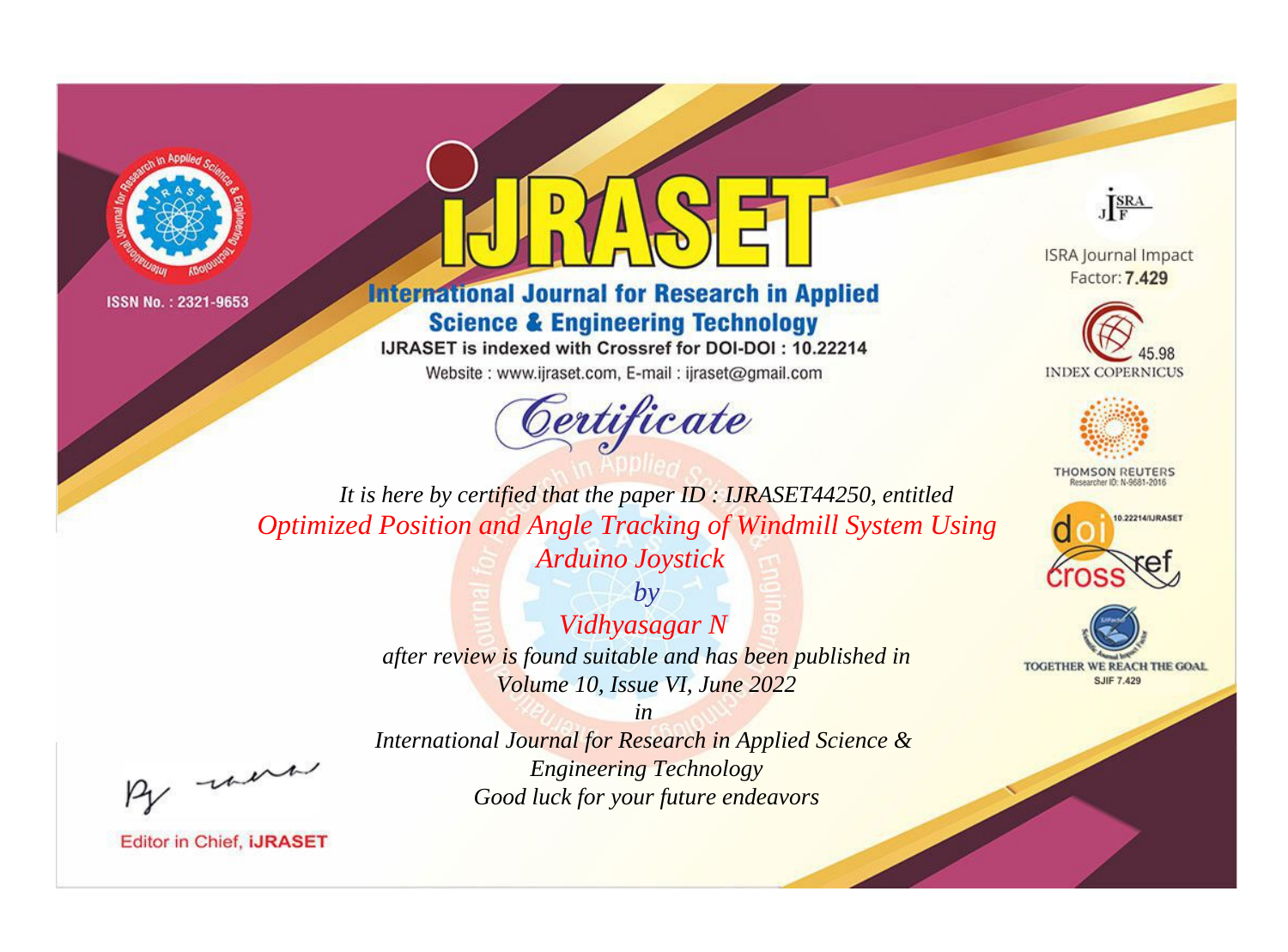ISSN No. : 2321-9653

# iJRASET

## International Journal for Research in Applied Science & Engineering Technology

IJRASET is indexed with Crossref for DOI-DOI : 10.22214

Website : www.ijraset.com, E-mail : ijraset@gmail.com

*Certificate*

*It is here by certified that the paper ID : IJRASET44250, entitled*

*Optimized Position and Angle Tracking of Windmill System Using Arduino Joystick*

*by*

*Vidhyasagar N*

*after review is found suitable and has been published in*

*Volume 10, Issue VI, June 2022*

*in*

*International Journal for Research in Applied Science & Engineering Technology*

*Good luck for your future endeavors*

ISRA Journal Impact Factor: **7.429**

45.98 INDEX COPERNICUS

THOMSON REUTERS Researcher ID: N-9681-2016

10.22214/IJRASET

TOGETHER WE REACH THE GOAL SJIF 7.429

Editor in Chief, **iJRASET**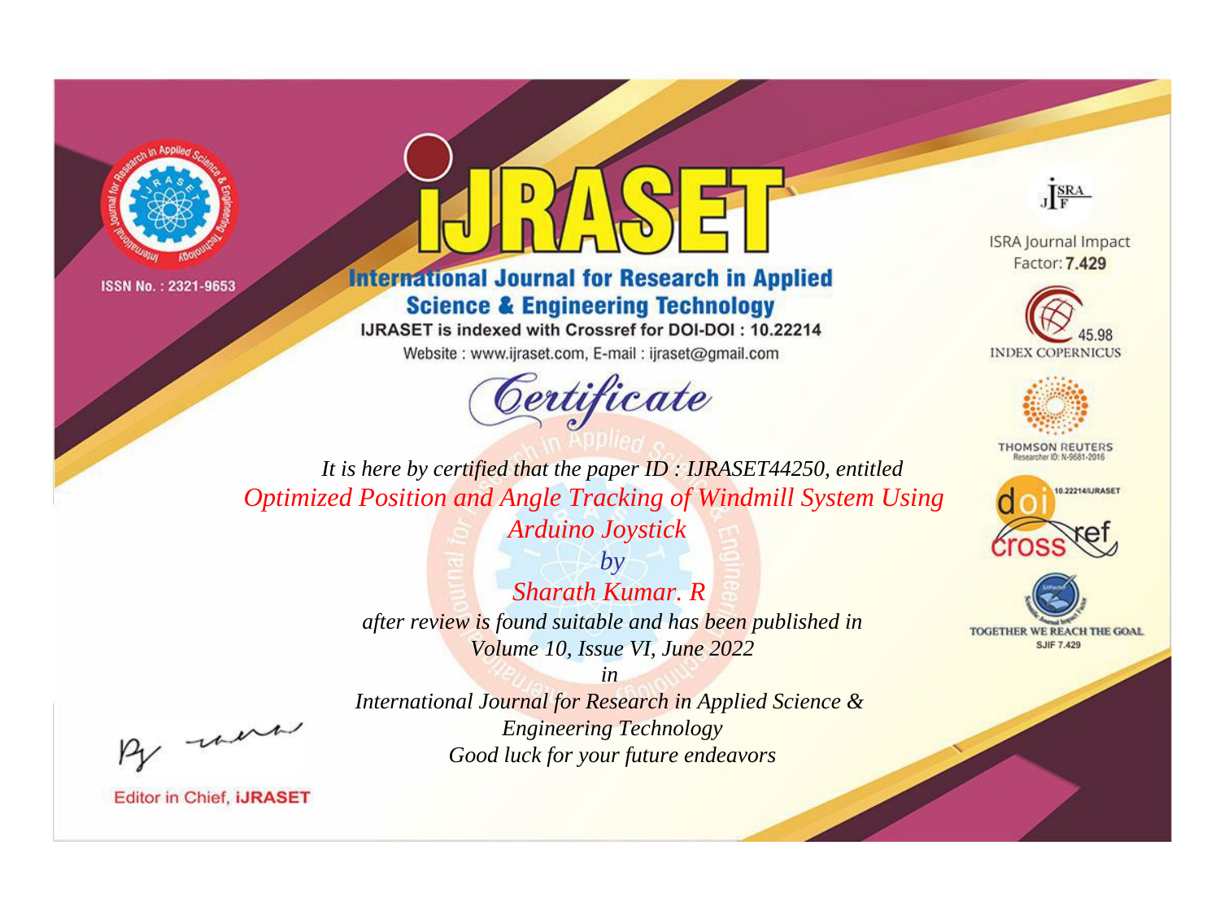ISSN No. : 2321-9653

# iJRASET

## International Journal for Research in Applied Science & Engineering Technology

IJRASET is indexed with Crossref for DOI-DOI : 10.22214

Website : www.ijraset.com, E-mail : ijraset@gmail.com

*Certificate*

*It is here by certified that the paper ID : IJRASET44250, entitled*

*Optimized Position and Angle Tracking of Windmill System Using Arduino Joystick*

*by*

*Sharath Kumar. R*

*after review is found suitable and has been published in*

*Volume 10, Issue VI, June 2022*

*in*

*International Journal for Research in Applied Science & Engineering Technology*

*Good luck for your future endeavors*

ISRA Journal Impact Factor: **7.429**

45.98 INDEX COPERNICUS

THOMSON REUTERS Researcher ID: N-9681-2016

10.22214/IJRASET

TOGETHER WE REACH THE GOAL SJIF 7.429

Editor in Chief, **iJRASET**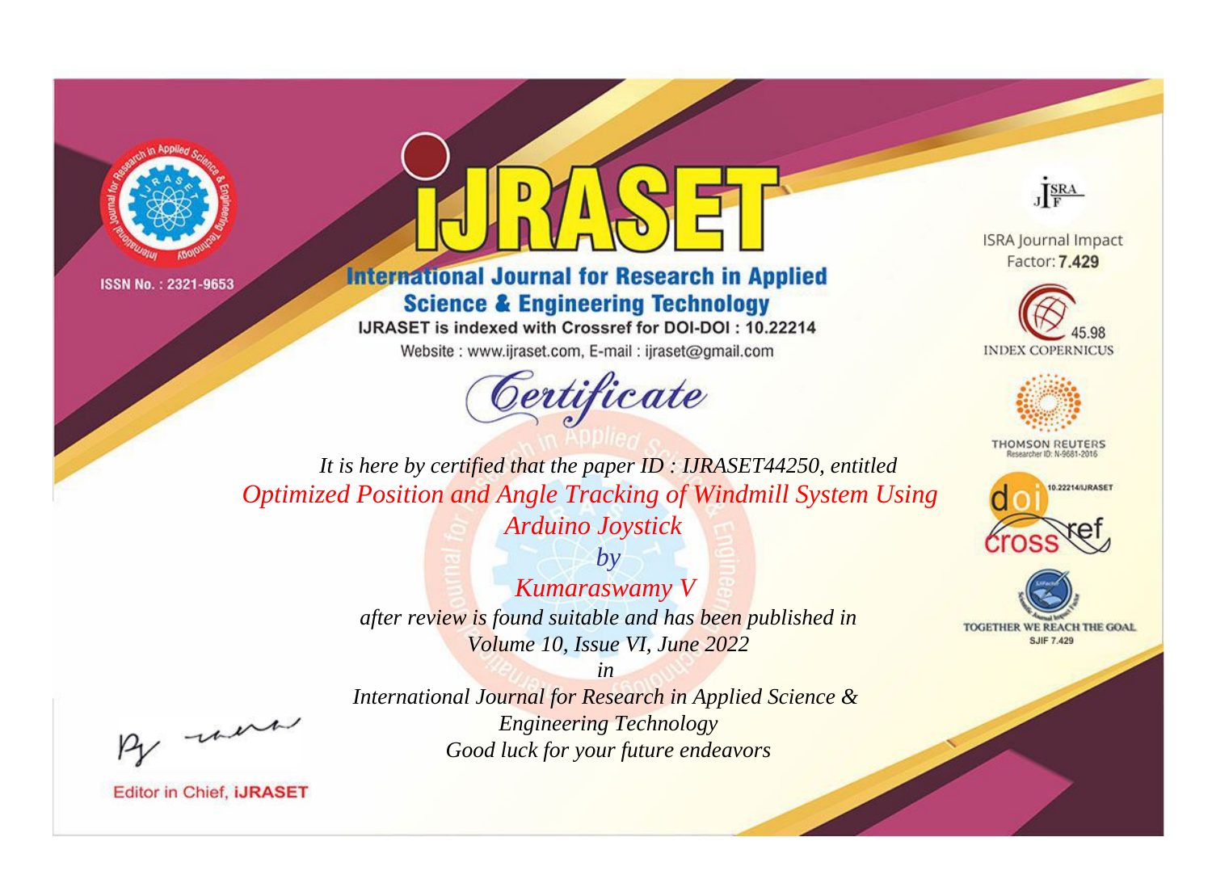ISSN No. : 2321-9653

# iJRASET

## International Journal for Research in Applied Science & Engineering Technology

IJRASET is indexed with Crossref for DOI-DOI : 10.22214

Website : www.ijraset.com, E-mail : ijraset@gmail.com

# *Certificate*

*It is here by certified that the paper ID : IJRASET44250, entitled*

*Optimized Position and Angle Tracking of Windmill System Using Arduino Joystick*

*by*

*Kumaraswamy V*

*after review is found suitable and has been published in*

*Volume 10, Issue VI, June 2022*

*in*

*International Journal for Research in Applied Science & Engineering Technology*

*Good luck for your future endeavors*

ISRA Journal Impact Factor: **7.429**

45.98 INDEX COPERNICUS

THOMSON REUTERS Researcher ID: N-9681-2016

10.22214/IJRASET

TOGETHER WE REACH THE GOAL SJIF 7.429

Editor in Chief, **iJRASET**